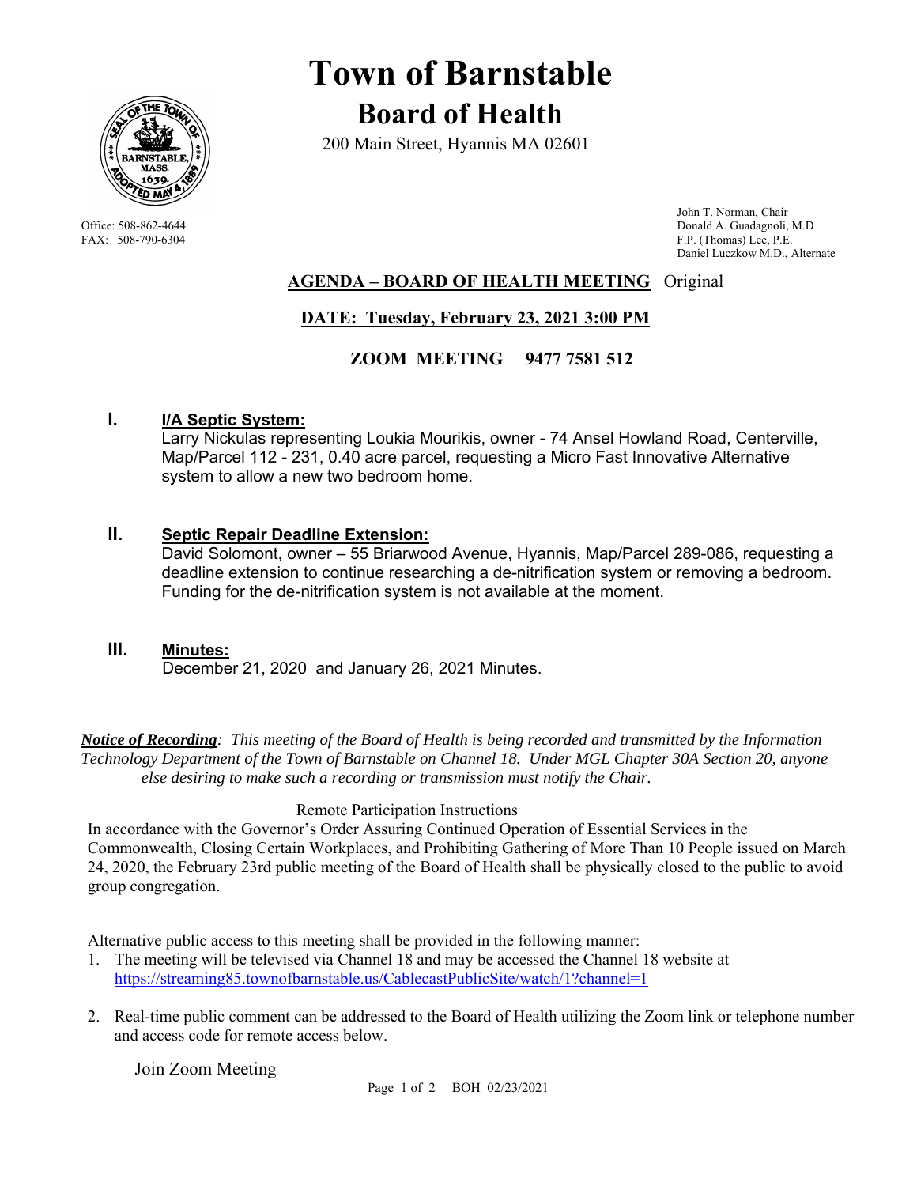# Town of Barnstable

## Board of Health

200 Main Street, Hyannis MA 02601

Office: 508-862-4644
FAX: 508-790-6304

John T. Norman, Chair
Donald A. Guadagnoli, M.D
F.P. (Thomas) Lee, P.E.
Daniel Luczkow M.D., Alternate

**AGENDA – BOARD OF HEALTH MEETING** Original

**DATE: Tuesday, February 23, 2021 3:00 PM**

**ZOOM MEETING 9477 7581 512**

**I. I/A Septic System:**
Larry Nickulas representing Loukia Mourikis, owner - 74 Ansel Howland Road, Centerville, Map/Parcel 112 - 231, 0.40 acre parcel, requesting a Micro Fast Innovative Alternative system to allow a new two bedroom home.

**II. Septic Repair Deadline Extension:**
David Solomont, owner – 55 Briarwood Avenue, Hyannis, Map/Parcel 289-086, requesting a deadline extension to continue researching a de-nitrification system or removing a bedroom. Funding for the de-nitrification system is not available at the moment.

**III. Minutes:**
December 21, 2020 and January 26, 2021 Minutes.

***Notice of Recording**: This meeting of the Board of Health is being recorded and transmitted by the Information Technology Department of the Town of Barnstable on Channel 18. Under MGL Chapter 30A Section 20, anyone else desiring to make such a recording or transmission must notify the Chair.*

Remote Participation Instructions

In accordance with the Governor's Order Assuring Continued Operation of Essential Services in the Commonwealth, Closing Certain Workplaces, and Prohibiting Gathering of More Than 10 People issued on March 24, 2020, the February 23rd public meeting of the Board of Health shall be physically closed to the public to avoid group congregation.

Alternative public access to this meeting shall be provided in the following manner:

1. The meeting will be televised via Channel 18 and may be accessed the Channel 18 website at https://streaming85.townofbarnstable.us/CablecastPublicSite/watch/1?channel=1
2. Real-time public comment can be addressed to the Board of Health utilizing the Zoom link or telephone number and access code for remote access below.

Join Zoom Meeting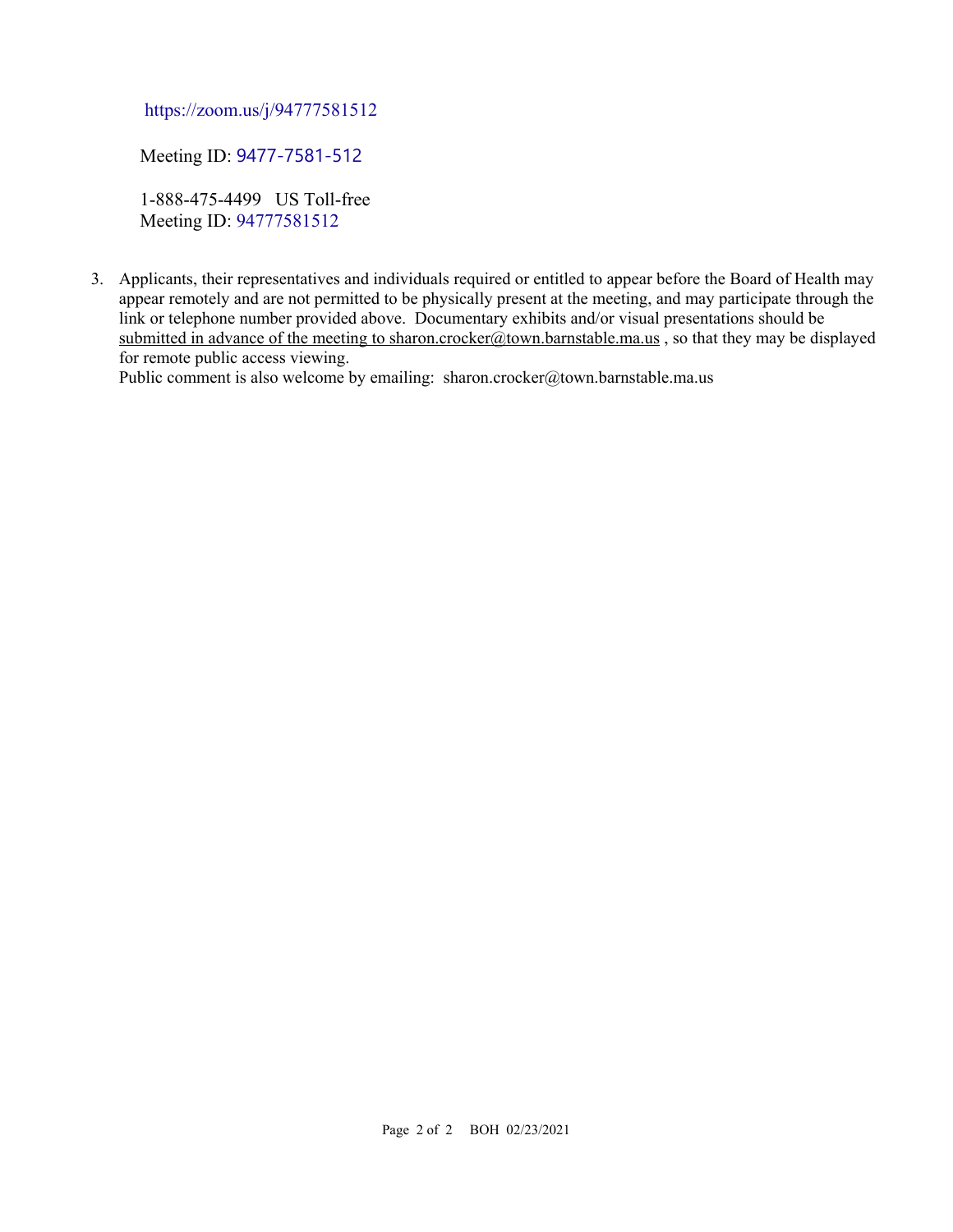https://zoom.us/j/94777581512

Meeting ID: 9477-7581-512

1-888-475-4499   US Toll-free
Meeting ID: 94777581512

3. Applicants, their representatives and individuals required or entitled to appear before the Board of Health may appear remotely and are not permitted to be physically present at the meeting, and may participate through the link or telephone number provided above. Documentary exhibits and/or visual presentations should be submitted in advance of the meeting to sharon.crocker@town.barnstable.ma.us , so that they may be displayed for remote public access viewing.
   Public comment is also welcome by emailing: sharon.crocker@town.barnstable.ma.us